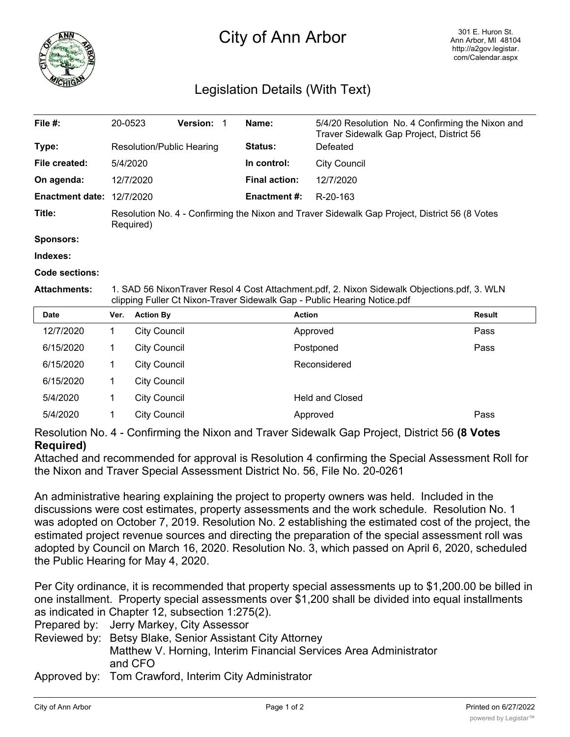# City of Ann Arbor

301 E. Huron St.
Ann Arbor, MI 48104
http://a2gov.legistar.com/Calendar.aspx

## Legislation Details (With Text)

| | | | |
|---|---|---|---|
| **File #:** | 20-0523 **Version:** 1 | **Name:** | 5/4/20 Resolution No. 4 Confirming the Nixon and Traver Sidewalk Gap Project, District 56 |
| **Type:** | Resolution/Public Hearing | **Status:** | Defeated |
| **File created:** | 5/4/2020 | **In control:** | City Council |
| **On agenda:** | 12/7/2020 | **Final action:** | 12/7/2020 |
| **Enactment date:** | 12/7/2020 | **Enactment #:** | R-20-163 |

**Title:** Resolution No. 4 - Confirming the Nixon and Traver Sidewalk Gap Project, District 56 (8 Votes Required)

**Sponsors:**

**Indexes:**

**Code sections:**

**Attachments:** 1. SAD 56 NixonTraver Resol 4 Cost Attachment.pdf, 2. Nixon Sidewalk Objections.pdf, 3. WLN clipping Fuller Ct Nixon-Traver Sidewalk Gap - Public Hearing Notice.pdf

| Date | Ver. | Action By | Action | Result |
|---|---|---|---|---|
| 12/7/2020 | 1 | City Council | Approved | Pass |
| 6/15/2020 | 1 | City Council | Postponed | Pass |
| 6/15/2020 | 1 | City Council | Reconsidered | |
| 6/15/2020 | 1 | City Council | | |
| 5/4/2020 | 1 | City Council | Held and Closed | |
| 5/4/2020 | 1 | City Council | Approved | Pass |

Resolution No. 4 - Confirming the Nixon and Traver Sidewalk Gap Project, District 56 **(8 Votes Required)**

Attached and recommended for approval is Resolution 4 confirming the Special Assessment Roll for the Nixon and Traver Special Assessment District No. 56, File No. 20-0261

An administrative hearing explaining the project to property owners was held. Included in the discussions were cost estimates, property assessments and the work schedule. Resolution No. 1 was adopted on October 7, 2019. Resolution No. 2 establishing the estimated cost of the project, the estimated project revenue sources and directing the preparation of the special assessment roll was adopted by Council on March 16, 2020. Resolution No. 3, which passed on April 6, 2020, scheduled the Public Hearing for May 4, 2020.

Per City ordinance, it is recommended that property special assessments up to $1,200.00 be billed in one installment. Property special assessments over $1,200 shall be divided into equal installments as indicated in Chapter 12, subsection 1:275(2).

Prepared by: Jerry Markey, City Assessor
Reviewed by: Betsy Blake, Senior Assistant City Attorney
Matthew V. Horning, Interim Financial Services Area Administrator and CFO
Approved by: Tom Crawford, Interim City Administrator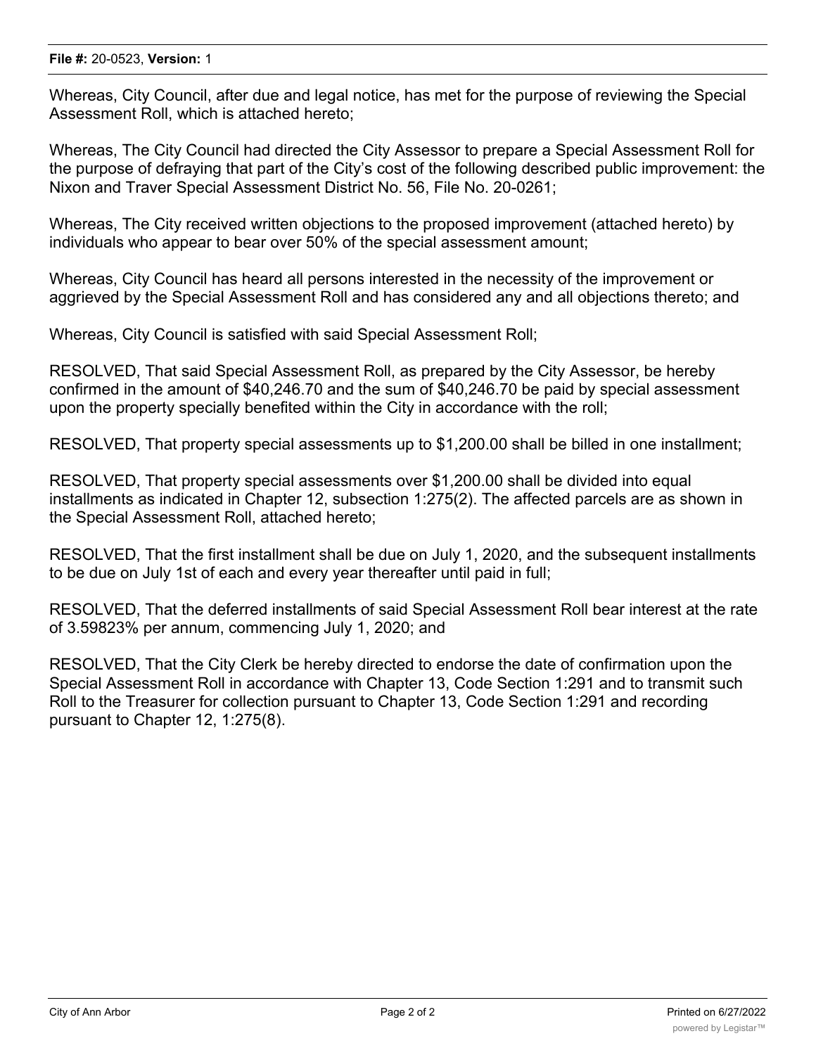Whereas, City Council, after due and legal notice, has met for the purpose of reviewing the Special Assessment Roll, which is attached hereto;

Whereas, The City Council had directed the City Assessor to prepare a Special Assessment Roll for the purpose of defraying that part of the City's cost of the following described public improvement: the Nixon and Traver Special Assessment District No. 56, File No. 20-0261;

Whereas, The City received written objections to the proposed improvement (attached hereto) by individuals who appear to bear over 50% of the special assessment amount;

Whereas, City Council has heard all persons interested in the necessity of the improvement or aggrieved by the Special Assessment Roll and has considered any and all objections thereto; and

Whereas, City Council is satisfied with said Special Assessment Roll;

RESOLVED, That said Special Assessment Roll, as prepared by the City Assessor, be hereby confirmed in the amount of $40,246.70 and the sum of $40,246.70 be paid by special assessment upon the property specially benefited within the City in accordance with the roll;

RESOLVED, That property special assessments up to $1,200.00 shall be billed in one installment;

RESOLVED, That property special assessments over $1,200.00 shall be divided into equal installments as indicated in Chapter 12, subsection 1:275(2). The affected parcels are as shown in the Special Assessment Roll, attached hereto;

RESOLVED, That the first installment shall be due on July 1, 2020, and the subsequent installments to be due on July 1st of each and every year thereafter until paid in full;

RESOLVED, That the deferred installments of said Special Assessment Roll bear interest at the rate of 3.59823% per annum, commencing July 1, 2020; and

RESOLVED, That the City Clerk be hereby directed to endorse the date of confirmation upon the Special Assessment Roll in accordance with Chapter 13, Code Section 1:291 and to transmit such Roll to the Treasurer for collection pursuant to Chapter 13, Code Section 1:291 and recording pursuant to Chapter 12, 1:275(8).